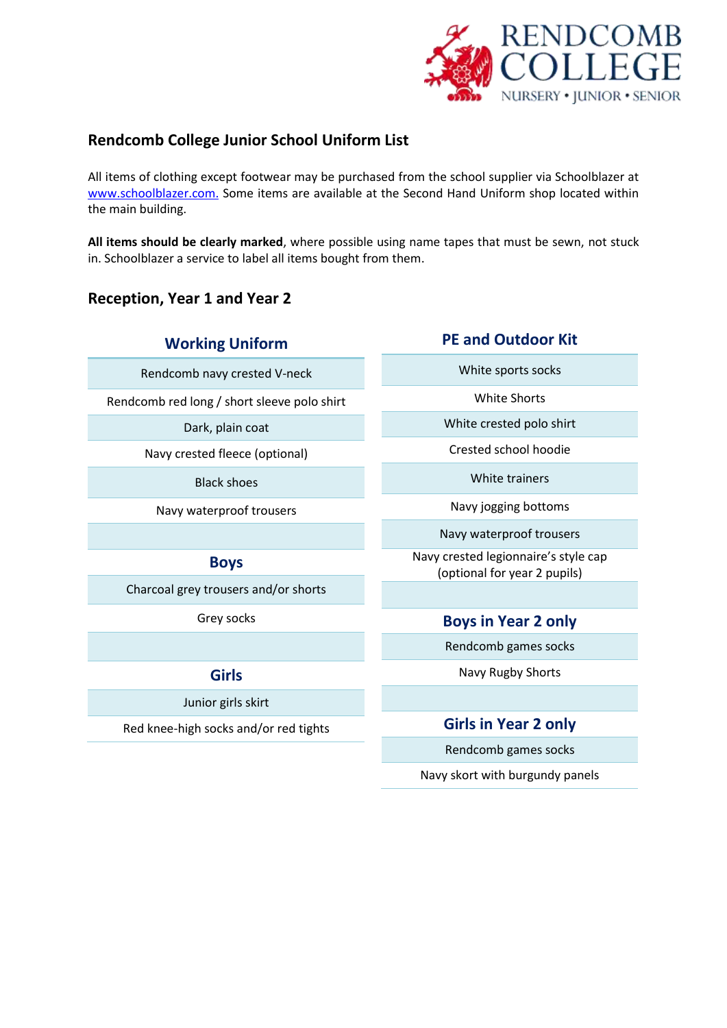# Rendcomb College Junior School Uniform List

All items of clothing except footwear may be purchased from the school supplier via Schoolblazer at [www.schoolblazer.com.](http://www.schoolblazer.com) Some items are available at the Second Hand Uniform shop located within the main building.

**All items should be clearly marked**, where possible using name tapes that must be sewn, not stuck in. Schoolblazer a service to label all items bought from them.

## Reception, Year 1 and Year 2

| Working Uniform |
| --- |
| Rendcomb navy crested V-neck |
| Rendcomb red long / short sleeve polo shirt |
| Dark, plain coat |
| Navy crested fleece (optional) |
| Black shoes |
| Navy waterproof trousers |
| |
| **Boys** |
| Charcoal grey trousers and/or shorts |
| Grey socks |
| |
| **Girls** |
| Junior girls skirt |
| Red knee-high socks and/or red tights |

| PE and Outdoor Kit |
| --- |
| White sports socks |
| White Shorts |
| White crested polo shirt |
| Crested school hoodie |
| White trainers |
| Navy jogging bottoms |
| Navy waterproof trousers |
| Navy crested legionnaire's style cap (optional for year 2 pupils) |
| |
| **Boys in Year 2 only** |
| Rendcomb games socks |
| Navy Rugby Shorts |
| |
| **Girls in Year 2 only** |
| Rendcomb games socks |
| Navy skort with burgundy panels |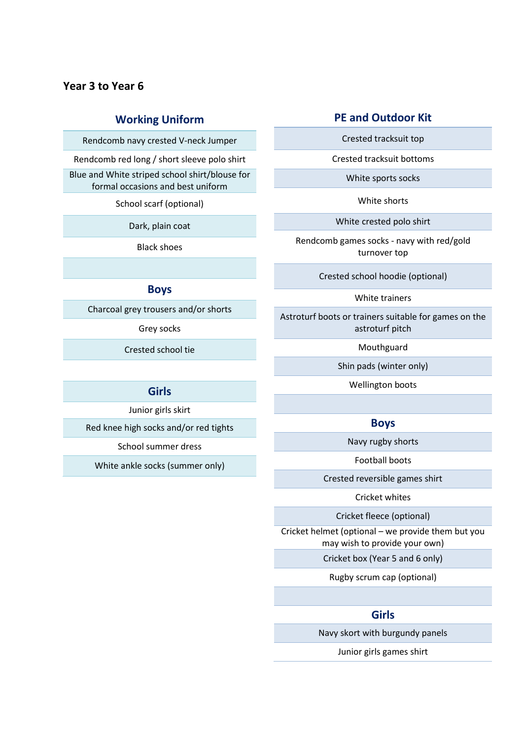## Year 3 to Year 6

### Working Uniform

| Working Uniform |
|---|
| Rendcomb navy crested V-neck Jumper |
| Rendcomb red long / short sleeve polo shirt |
| Blue and White striped school shirt/blouse for formal occasions and best uniform |
| School scarf (optional) |
| Dark, plain coat |
| Black shoes |

| Boys |
|---|
| Charcoal grey trousers and/or shorts |
| Grey socks |
| Crested school tie |

| Girls |
|---|
| Junior girls skirt |
| Red knee high socks and/or red tights |
| School summer dress |
| White ankle socks (summer only) |

### PE and Outdoor Kit

| PE and Outdoor Kit |
|---|
| Crested tracksuit top |
| Crested tracksuit bottoms |
| White sports socks |
| White shorts |
| White crested polo shirt |
| Rendcomb games socks - navy with red/gold turnover top |
| Crested school hoodie (optional) |
| White trainers |
| Astroturf boots or trainers suitable for games on the astroturf pitch |
| Mouthguard |
| Shin pads (winter only) |
| Wellington boots |

| Boys |
|---|
| Navy rugby shorts |
| Football boots |
| Crested reversible games shirt |
| Cricket whites |
| Cricket fleece (optional) |
| Cricket helmet (optional – we provide them but you may wish to provide your own) |
| Cricket box (Year 5 and 6 only) |
| Rugby scrum cap (optional) |

| Girls |
|---|
| Navy skort with burgundy panels |
| Junior girls games shirt |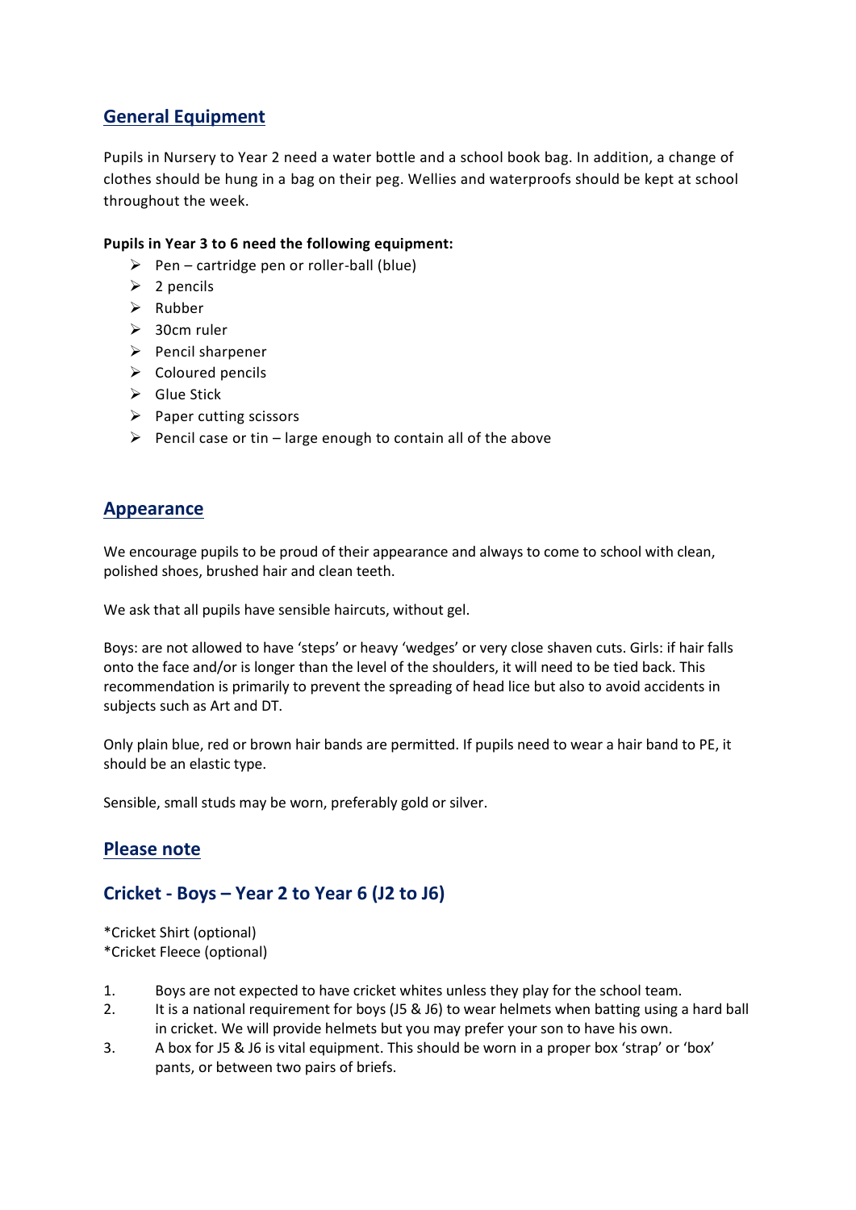## General Equipment

Pupils in Nursery to Year 2 need a water bottle and a school book bag. In addition, a change of clothes should be hung in a bag on their peg. Wellies and waterproofs should be kept at school throughout the week.

**Pupils in Year 3 to 6 need the following equipment:**

- Pen – cartridge pen or roller-ball (blue)
- 2 pencils
- Rubber
- 30cm ruler
- Pencil sharpener
- Coloured pencils
- Glue Stick
- Paper cutting scissors
- Pencil case or tin – large enough to contain all of the above

## Appearance

We encourage pupils to be proud of their appearance and always to come to school with clean, polished shoes, brushed hair and clean teeth.

We ask that all pupils have sensible haircuts, without gel.

Boys: are not allowed to have 'steps' or heavy 'wedges' or very close shaven cuts. Girls: if hair falls onto the face and/or is longer than the level of the shoulders, it will need to be tied back. This recommendation is primarily to prevent the spreading of head lice but also to avoid accidents in subjects such as Art and DT.

Only plain blue, red or brown hair bands are permitted. If pupils need to wear a hair band to PE, it should be an elastic type.

Sensible, small studs may be worn, preferably gold or silver.

## Please note

## Cricket - Boys – Year 2 to Year 6 (J2 to J6)

*Cricket Shirt (optional)
*Cricket Fleece (optional)

1. Boys are not expected to have cricket whites unless they play for the school team.
2. It is a national requirement for boys (J5 & J6) to wear helmets when batting using a hard ball in cricket. We will provide helmets but you may prefer your son to have his own.
3. A box for J5 & J6 is vital equipment. This should be worn in a proper box 'strap' or 'box' pants, or between two pairs of briefs.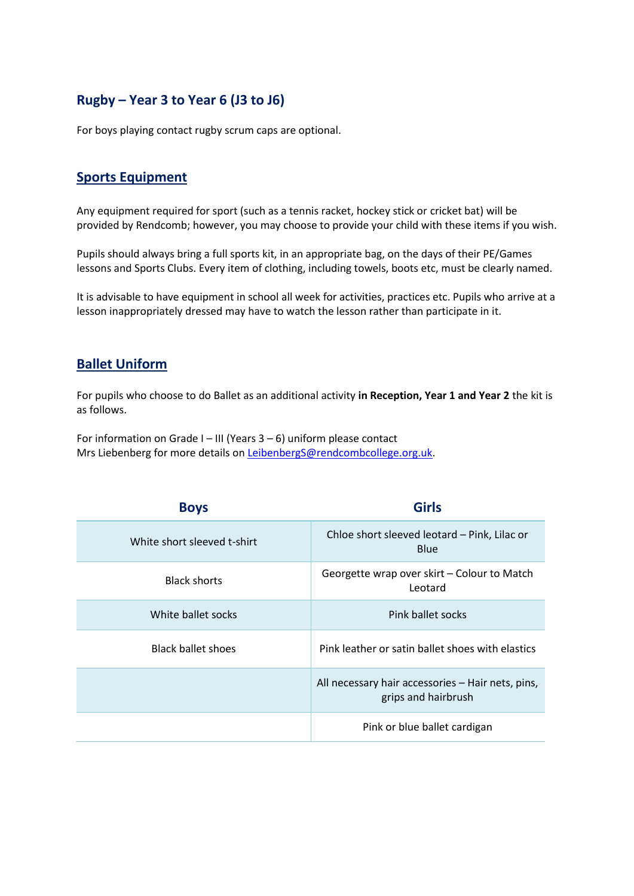### Rugby – Year 3 to Year 6 (J3 to J6)

For boys playing contact rugby scrum caps are optional.

## Sports Equipment

Any equipment required for sport (such as a tennis racket, hockey stick or cricket bat) will be provided by Rendcomb; however, you may choose to provide your child with these items if you wish.

Pupils should always bring a full sports kit, in an appropriate bag, on the days of their PE/Games lessons and Sports Clubs. Every item of clothing, including towels, boots etc, must be clearly named.

It is advisable to have equipment in school all week for activities, practices etc. Pupils who arrive at a lesson inappropriately dressed may have to watch the lesson rather than participate in it.

## Ballet Uniform

For pupils who choose to do Ballet as an additional activity **in Reception, Year 1 and Year 2** the kit is as follows.

For information on Grade I – III (Years 3 – 6) uniform please contact Mrs Liebenberg for more details on LeibenbergS@rendcombcollege.org.uk.

| Boys | Girls |
|---|---|
| White short sleeved t-shirt | Chloe short sleeved leotard – Pink, Lilac or Blue |
| Black shorts | Georgette wrap over skirt – Colour to Match Leotard |
| White ballet socks | Pink ballet socks |
| Black ballet shoes | Pink leather or satin ballet shoes with elastics |
| | All necessary hair accessories – Hair nets, pins, grips and hairbrush |
| | Pink or blue ballet cardigan |